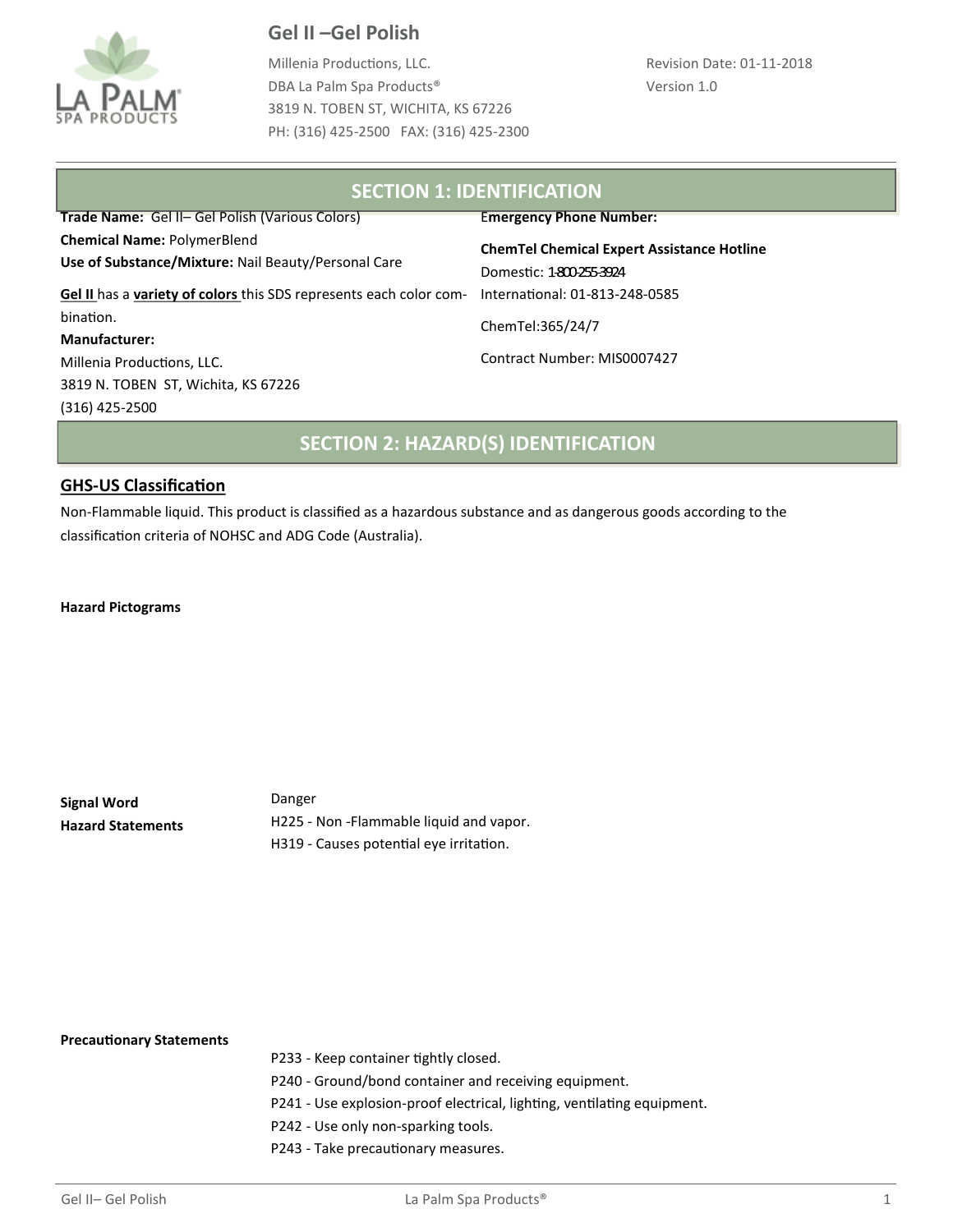# Gel II –Gel Polish

Millenia Productions, LLC.
DBA La Palm Spa Products®
3819 N. TOBEN ST, WICHITA, KS 67226
PH: (316) 425-2500 FAX: (316) 425-2300

Revision Date: 01-11-2018
Version 1.0

## SECTION 1: IDENTIFICATION

**Trade Name:** Gel II– Gel Polish (Various Colors)
**Chemical Name:** PolymerBlend
**Use of Substance/Mixture:** Nail Beauty/Personal Care

**Gel II** has a **variety of colors** this SDS represents each color combination.

**Manufacturer:**
Millenia Productions, LLC.
3819 N. TOBEN ST, Wichita, KS 67226
(316) 425-2500

**Emergency Phone Number:**

**ChemTel Chemical Expert Assistance Hotline**
Domestic: 1-800-255-3924
International: 01-813-248-0585

ChemTel:365/24/7

Contract Number: MIS0007427

## SECTION 2: HAZARD(S) IDENTIFICATION

### GHS-US Classification

Non-Flammable liquid. This product is classified as a hazardous substance and as dangerous goods according to the classification criteria of NOHSC and ADG Code (Australia).

**Hazard Pictograms**

**Signal Word** Danger

**Hazard Statements**
H225 - Non -Flammable liquid and vapor.
H319 - Causes potential eye irritation.

**Precautionary Statements**
P233 - Keep container tightly closed.
P240 - Ground/bond container and receiving equipment.
P241 - Use explosion-proof electrical, lighting, ventilating equipment.
P242 - Use only non-sparking tools.
P243 - Take precautionary measures.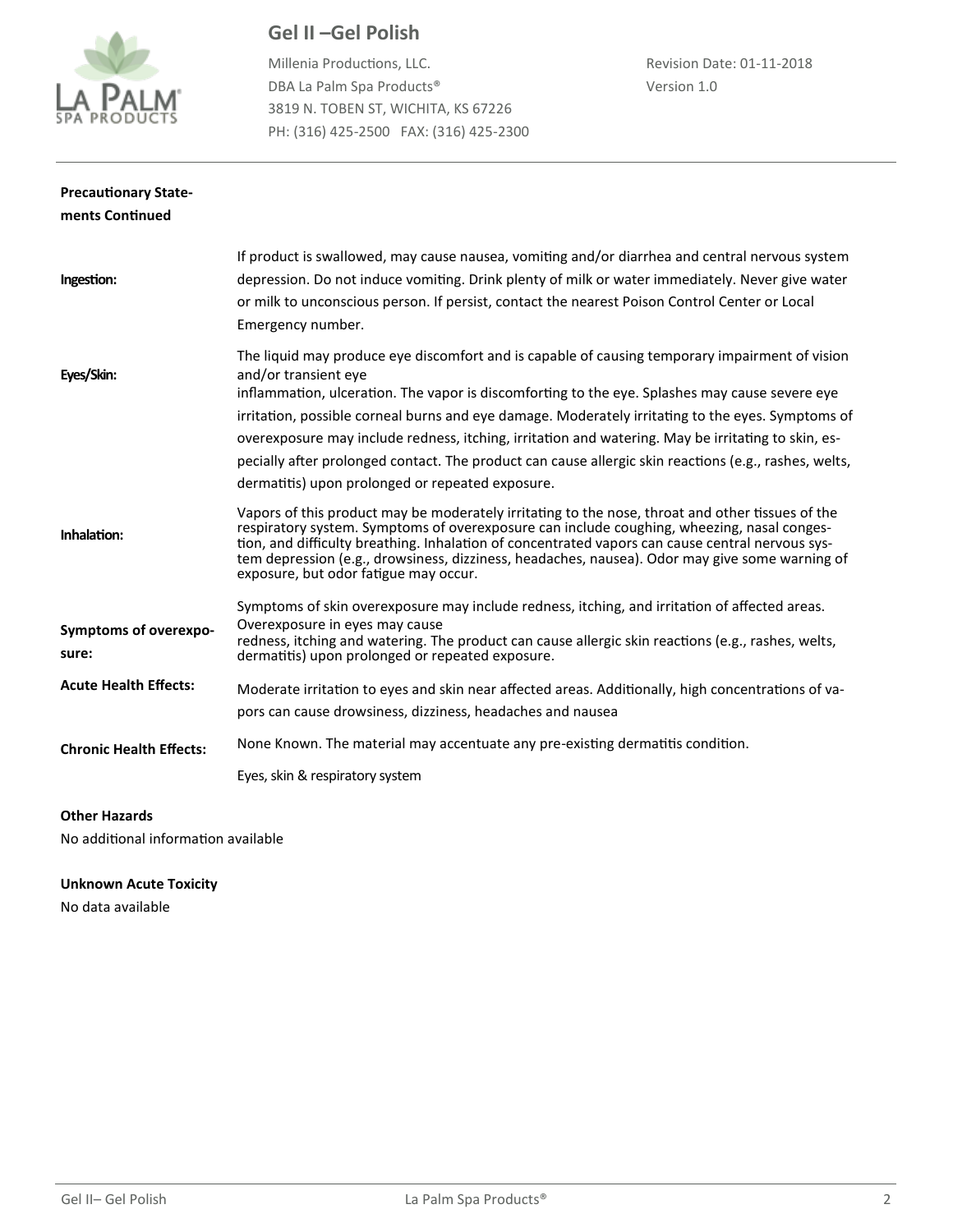**Precautionary Statements Continued**

| | |
|---|---|
| **Ingestion:** | If product is swallowed, may cause nausea, vomiting and/or diarrhea and central nervous system depression. Do not induce vomiting. Drink plenty of milk or water immediately. Never give water or milk to unconscious person. If persist, contact the nearest Poison Control Center or Local Emergency number. |
| **Eyes/Skin:** | The liquid may produce eye discomfort and is capable of causing temporary impairment of vision and/or transient eye inflammation, ulceration. The vapor is discomforting to the eye. Splashes may cause severe eye irritation, possible corneal burns and eye damage. Moderately irritating to the eyes. Symptoms of overexposure may include redness, itching, irritation and watering. May be irritating to skin, especially after prolonged contact. The product can cause allergic skin reactions (e.g., rashes, welts, dermatitis) upon prolonged or repeated exposure. |
| **Inhalation:** | Vapors of this product may be moderately irritating to the nose, throat and other tissues of the respiratory system. Symptoms of overexposure can include coughing, wheezing, nasal congestion, and difficulty breathing. Inhalation of concentrated vapors can cause central nervous system depression (e.g., drowsiness, dizziness, headaches, nausea). Odor may give some warning of exposure, but odor fatigue may occur. |
| **Symptoms of overexposure:** | Symptoms of skin overexposure may include redness, itching, and irritation of affected areas. Overexposure in eyes may cause redness, itching and watering. The product can cause allergic skin reactions (e.g., rashes, welts, dermatitis) upon prolonged or repeated exposure. |
| **Acute Health Effects:** | Moderate irritation to eyes and skin near affected areas. Additionally, high concentrations of vapors can cause drowsiness, dizziness, headaches and nausea |
| **Chronic Health Effects:** | None Known. The material may accentuate any pre-existing dermatitis condition. |
| | Eyes, skin & respiratory system |

**Other Hazards**

No additional information available

**Unknown Acute Toxicity**

No data available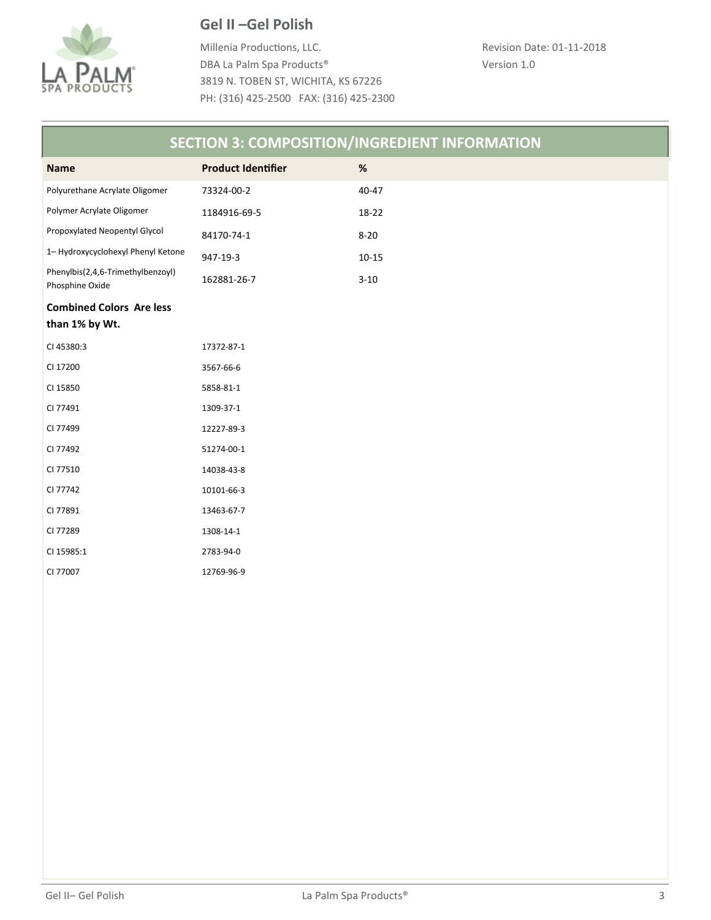# Gel II –Gel Polish

Millenia Productions, LLC.
DBA La Palm Spa Products®
3819 N. TOBEN ST, WICHITA, KS 67226
PH: (316) 425-2500 FAX: (316) 425-2300

Revision Date: 01-11-2018
Version 1.0

## SECTION 3: COMPOSITION/INGREDIENT INFORMATION

| Name | Product Identifier | % |
|---|---|---|
| Polyurethane Acrylate Oligomer | 73324-00-2 | 40-47 |
| Polymer Acrylate Oligomer | 1184916-69-5 | 18-22 |
| Propoxylated Neopentyl Glycol | 84170-74-1 | 8-20 |
| 1– Hydroxycyclohexyl Phenyl Ketone | 947-19-3 | 10-15 |
| Phenylbis(2,4,6-Trimethylbenzoyl) Phosphine Oxide | 162881-26-7 | 3-10 |
| **Combined Colors Are less than 1% by Wt.** | | |
| CI 45380:3 | 17372-87-1 | |
| CI 17200 | 3567-66-6 | |
| CI 15850 | 5858-81-1 | |
| CI 77491 | 1309-37-1 | |
| CI 77499 | 12227-89-3 | |
| CI 77492 | 51274-00-1 | |
| CI 77510 | 14038-43-8 | |
| CI 77742 | 10101-66-3 | |
| CI 77891 | 13463-67-7 | |
| CI 77289 | 1308-14-1 | |
| CI 15985:1 | 2783-94-0 | |
| CI 77007 | 12769-96-9 | |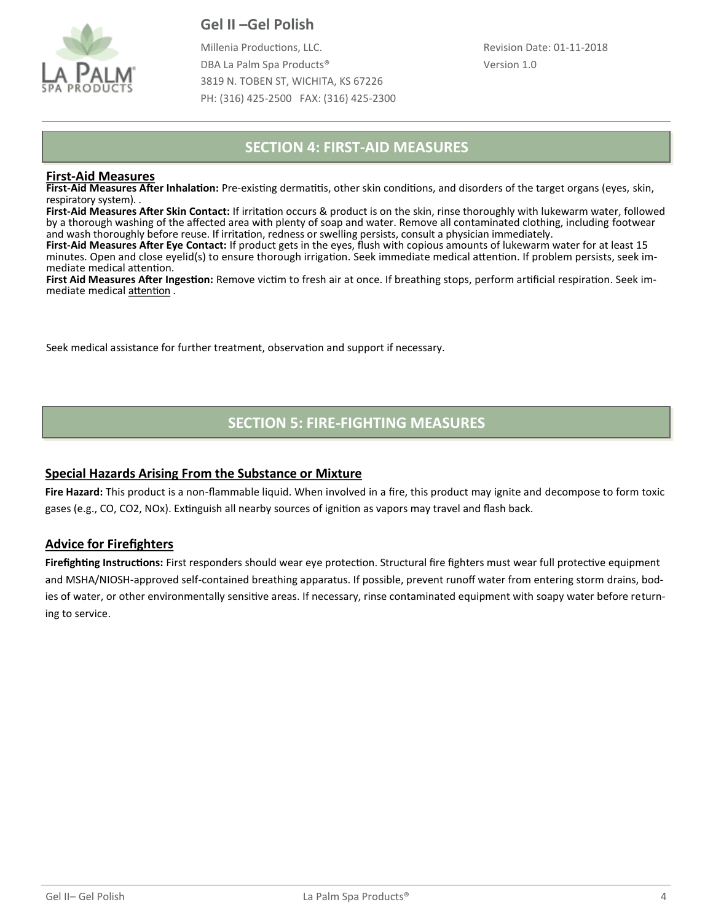## SECTION 4: FIRST-AID MEASURES

### First-Aid Measures

**First-Aid Measures After Inhalation:** Pre-existing dermatitis, other skin conditions, and disorders of the target organs (eyes, skin, respiratory system). .

**First-Aid Measures After Skin Contact:** If irritation occurs & product is on the skin, rinse thoroughly with lukewarm water, followed by a thorough washing of the affected area with plenty of soap and water. Remove all contaminated clothing, including footwear and wash thoroughly before reuse. If irritation, redness or swelling persists, consult a physician immediately.

**First-Aid Measures After Eye Contact:** If product gets in the eyes, flush with copious amounts of lukewarm water for at least 15 minutes. Open and close eyelid(s) to ensure thorough irrigation. Seek immediate medical attention. If problem persists, seek immediate medical attention.

**First Aid Measures After Ingestion:** Remove victim to fresh air at once. If breathing stops, perform artificial respiration. Seek immediate medical attention .

Seek medical assistance for further treatment, observation and support if necessary.

## SECTION 5: FIRE-FIGHTING MEASURES

### Special Hazards Arising From the Substance or Mixture

**Fire Hazard:** This product is a non-flammable liquid. When involved in a fire, this product may ignite and decompose to form toxic gases (e.g., CO, $CO_2$, $NO_x$). Extinguish all nearby sources of ignition as vapors may travel and flash back.

### Advice for Firefighters

**Firefighting Instructions:** First responders should wear eye protection. Structural fire fighters must wear full protective equipment and MSHA/NIOSH-approved self-contained breathing apparatus. If possible, prevent runoff water from entering storm drains, bodies of water, or other environmentally sensitive areas. If necessary, rinse contaminated equipment with soapy water before returning to service.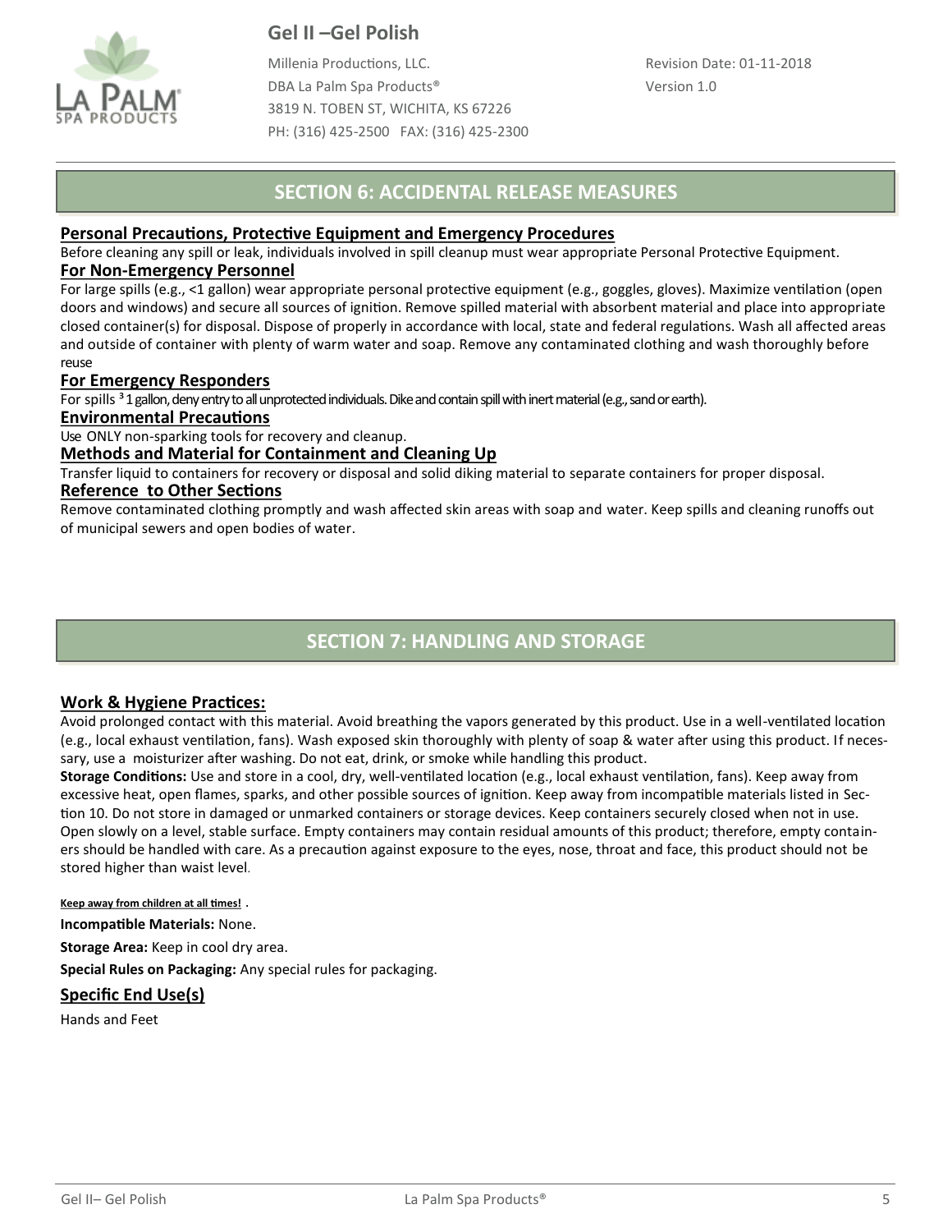## SECTION 6: ACCIDENTAL RELEASE MEASURES

### Personal Precautions, Protective Equipment and Emergency Procedures

Before cleaning any spill or leak, individuals involved in spill cleanup must wear appropriate Personal Protective Equipment.

### For Non-Emergency Personnel

For large spills (e.g., <1 gallon) wear appropriate personal protective equipment (e.g., goggles, gloves). Maximize ventilation (open doors and windows) and secure all sources of ignition. Remove spilled material with absorbent material and place into appropriate closed container(s) for disposal. Dispose of properly in accordance with local, state and federal regulations. Wash all affected areas and outside of container with plenty of warm water and soap. Remove any contaminated clothing and wash thoroughly before reuse

### For Emergency Responders

For spills ³ 1 gallon, deny entry to all unprotected individuals. Dike and contain spill with inert material (e.g., sand or earth).

### Environmental Precautions

Use ONLY non-sparking tools for recovery and cleanup.

### Methods and Material for Containment and Cleaning Up

Transfer liquid to containers for recovery or disposal and solid diking material to separate containers for proper disposal.

### Reference to Other Sections

Remove contaminated clothing promptly and wash affected skin areas with soap and water. Keep spills and cleaning runoffs out of municipal sewers and open bodies of water.

## SECTION 7: HANDLING AND STORAGE

### Work & Hygiene Practices:

Avoid prolonged contact with this material. Avoid breathing the vapors generated by this product. Use in a well-ventilated location (e.g., local exhaust ventilation, fans). Wash exposed skin thoroughly with plenty of soap & water after using this product. If necessary, use a moisturizer after washing. Do not eat, drink, or smoke while handling this product.

**Storage Conditions:** Use and store in a cool, dry, well-ventilated location (e.g., local exhaust ventilation, fans). Keep away from excessive heat, open flames, sparks, and other possible sources of ignition. Keep away from incompatible materials listed in Section 10. Do not store in damaged or unmarked containers or storage devices. Keep containers securely closed when not in use. Open slowly on a level, stable surface. Empty containers may contain residual amounts of this product; therefore, empty containers should be handled with care. As a precaution against exposure to the eyes, nose, throat and face, this product should not be stored higher than waist level.

**Keep away from children at all times!** .

**Incompatible Materials:** None.

**Storage Area:** Keep in cool dry area.

**Special Rules on Packaging:** Any special rules for packaging.

### Specific End Use(s)

Hands and Feet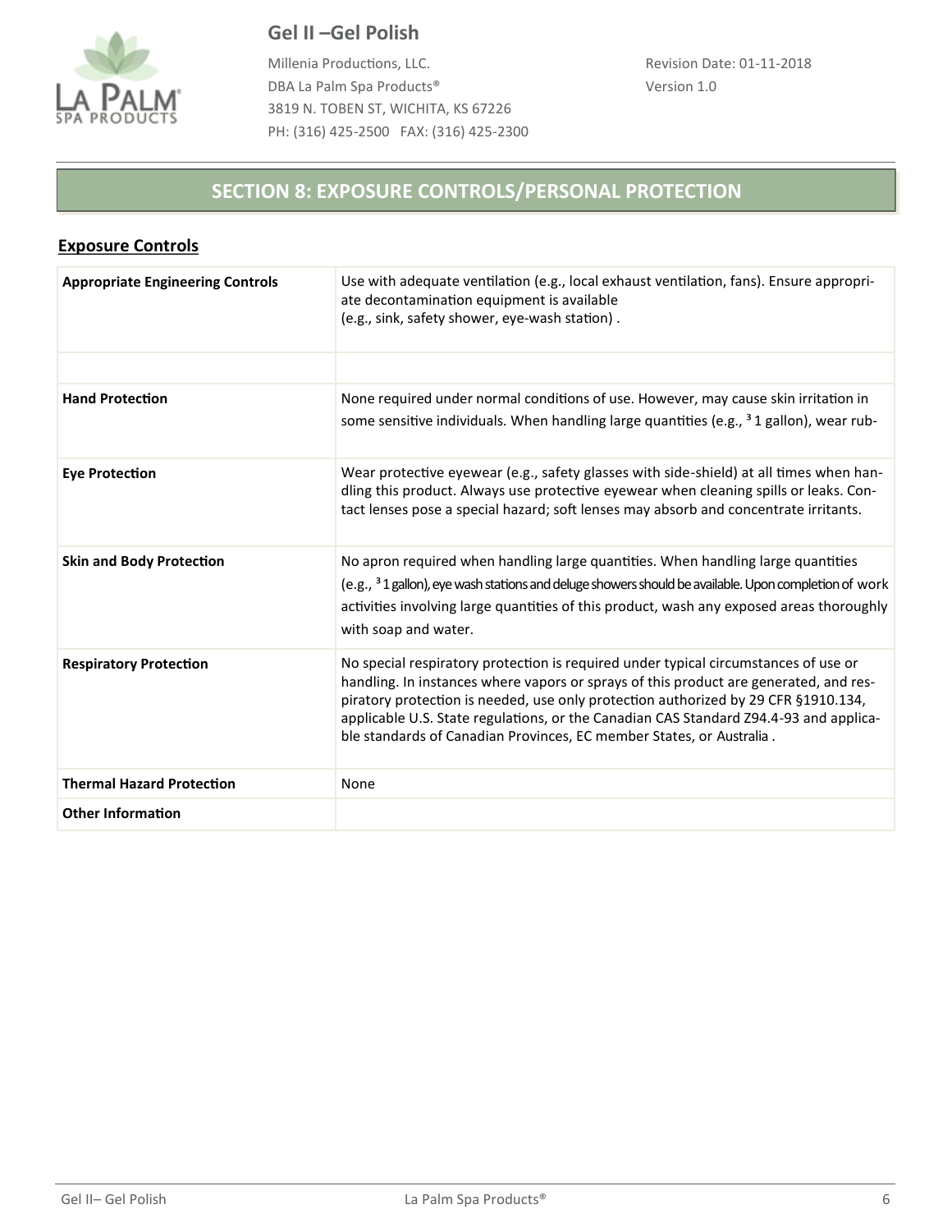## SECTION 8: EXPOSURE CONTROLS/PERSONAL PROTECTION

### Exposure Controls

| | |
|---|---|
| **Appropriate Engineering Controls** | Use with adequate ventilation (e.g., local exhaust ventilation, fans). Ensure appropriate decontamination equipment is available (e.g., sink, safety shower, eye-wash station) . |
| | |
| **Hand Protection** | None required under normal conditions of use. However, may cause skin irritation in some sensitive individuals. When handling large quantities (e.g., ³ 1 gallon), wear rub- |
| **Eye Protection** | Wear protective eyewear (e.g., safety glasses with side-shield) at all times when handling this product. Always use protective eyewear when cleaning spills or leaks. Contact lenses pose a special hazard; soft lenses may absorb and concentrate irritants. |
| **Skin and Body Protection** | No apron required when handling large quantities. When handling large quantities (e.g., ³ 1 gallon), eye wash stations and deluge showers should be available. Upon completion of work activities involving large quantities of this product, wash any exposed areas thoroughly with soap and water. |
| **Respiratory Protection** | No special respiratory protection is required under typical circumstances of use or handling. In instances where vapors or sprays of this product are generated, and respiratory protection is needed, use only protection authorized by 29 CFR §1910.134, applicable U.S. State regulations, or the Canadian CAS Standard Z94.4-93 and applicable standards of Canadian Provinces, EC member States, or Australia . |
| **Thermal Hazard Protection** | None |
| **Other Information** | |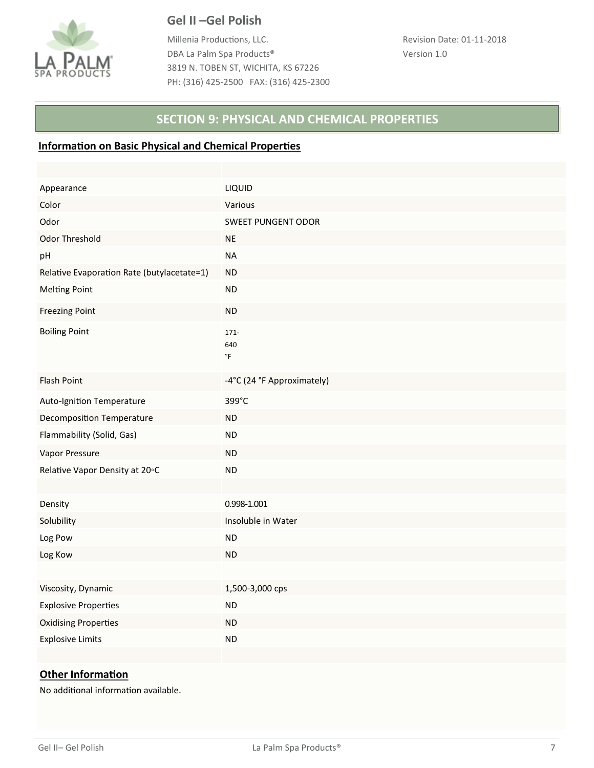## SECTION 9: PHYSICAL AND CHEMICAL PROPERTIES

### Information on Basic Physical and Chemical Properties

| | |
|---|---|
| Appearance | LIQUID |
| Color | Various |
| Odor | SWEET PUNGENT ODOR |
| Odor Threshold | NE |
| pH | NA |
| Relative Evaporation Rate (butylacetate=1) | ND |
| Melting Point | ND |
| Freezing Point | ND |
| Boiling Point | 171-640 °F |
| Flash Point | -4°C (24 °F Approximately) |
| Auto-Ignition Temperature | 399°C |
| Decomposition Temperature | ND |
| Flammability (Solid, Gas) | ND |
| Vapor Pressure | ND |
| Relative Vapor Density at 20◦C | ND |
| | |
| Density | 0.998-1.001 |
| Solubility | Insoluble in Water |
| Log Pow | ND |
| Log Kow | ND |
| | |
| Viscosity, Dynamic | 1,500-3,000 cps |
| Explosive Properties | ND |
| Oxidising Properties | ND |
| Explosive Limits | ND |

### Other Information

No additional information available.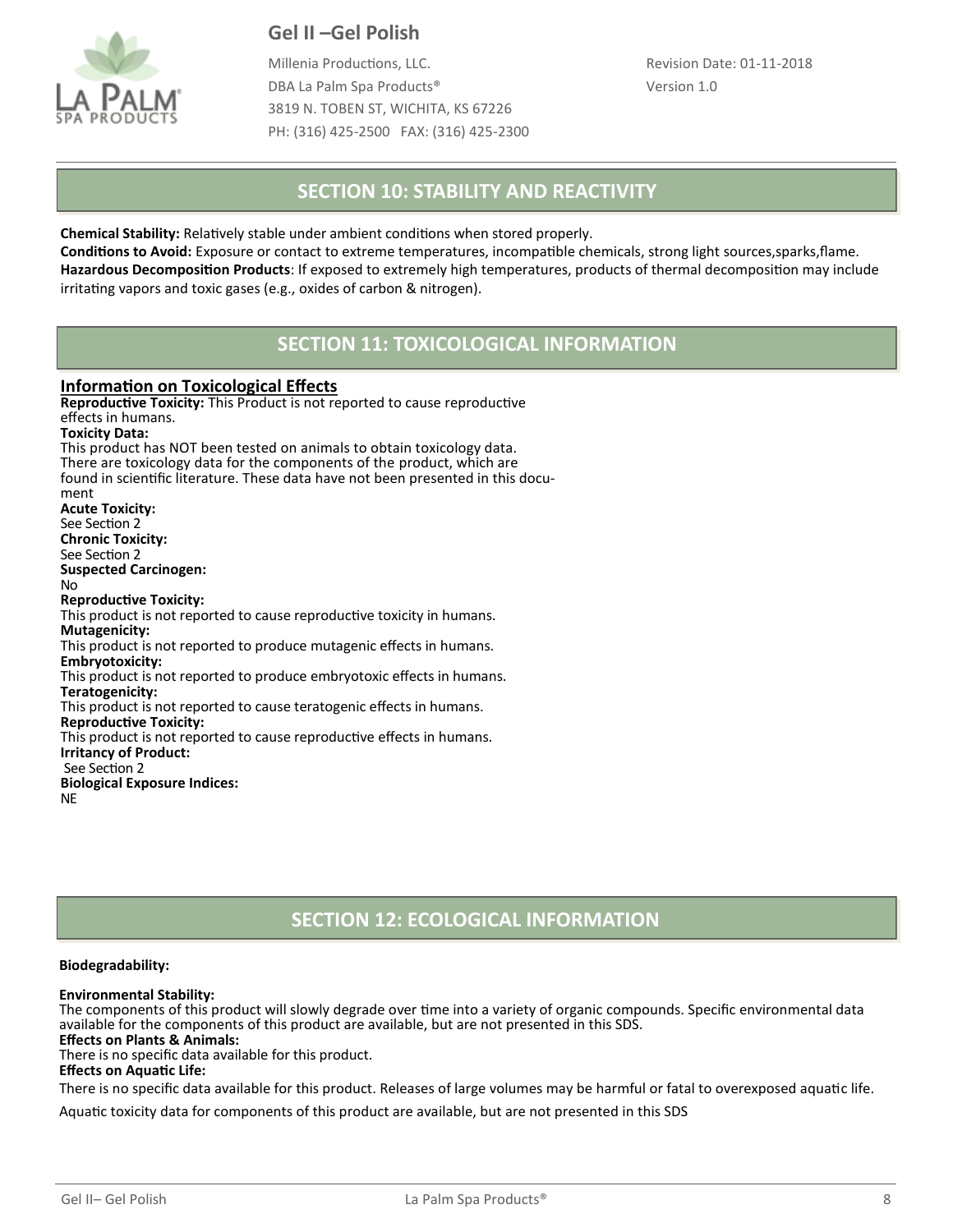## SECTION 10: STABILITY AND REACTIVITY

**Chemical Stability:** Relatively stable under ambient conditions when stored properly.
**Conditions to Avoid:** Exposure or contact to extreme temperatures, incompatible chemicals, strong light sources,sparks,flame.
**Hazardous Decomposition Products**: If exposed to extremely high temperatures, products of thermal decomposition may include irritating vapors and toxic gases (e.g., oxides of carbon & nitrogen).

## SECTION 11: TOXICOLOGICAL INFORMATION

### Information on Toxicological Effects

**Reproductive Toxicity:** This Product is not reported to cause reproductive effects in humans.
**Toxicity Data:**
This product has NOT been tested on animals to obtain toxicology data. There are toxicology data for the components of the product, which are found in scientific literature. These data have not been presented in this document
**Acute Toxicity:**
See Section 2
**Chronic Toxicity:**
See Section 2
**Suspected Carcinogen:**
No
**Reproductive Toxicity:**
This product is not reported to cause reproductive toxicity in humans.
**Mutagenicity:**
This product is not reported to produce mutagenic effects in humans.
**Embryotoxicity:**
This product is not reported to produce embryotoxic effects in humans.
**Teratogenicity:**
This product is not reported to cause teratogenic effects in humans.
**Reproductive Toxicity:**
This product is not reported to cause reproductive effects in humans.
**Irritancy of Product:**
See Section 2
**Biological Exposure Indices:**
NE

## SECTION 12: ECOLOGICAL INFORMATION

**Biodegradability:**

**Environmental Stability:**
The components of this product will slowly degrade over time into a variety of organic compounds. Specific environmental data available for the components of this product are available, but are not presented in this SDS.
**Effects on Plants & Animals:**
There is no specific data available for this product.
**Effects on Aquatic Life:**
There is no specific data available for this product. Releases of large volumes may be harmful or fatal to overexposed aquatic life.

Aquatic toxicity data for components of this product are available, but are not presented in this SDS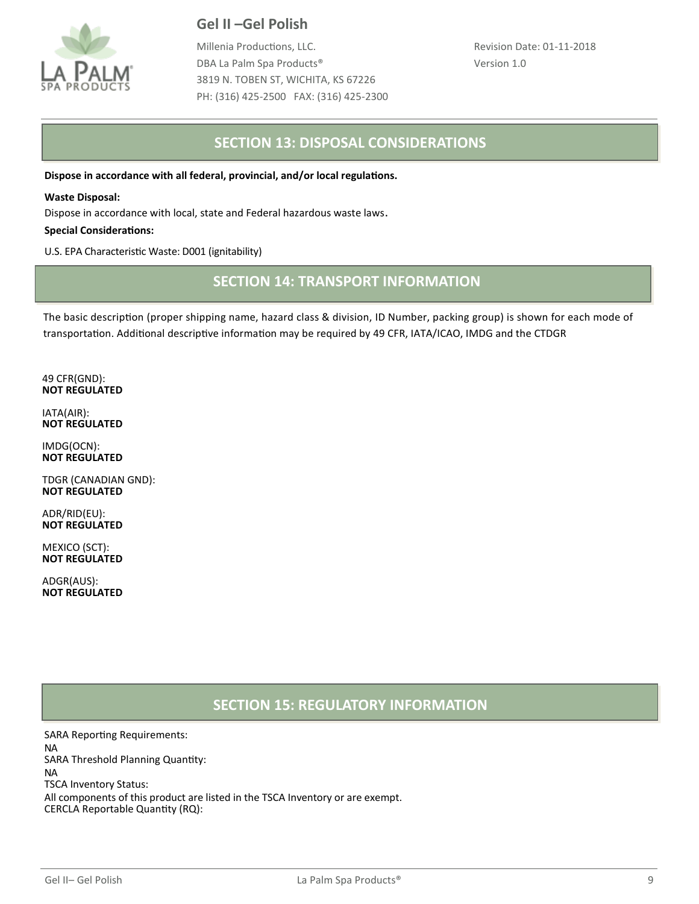## SECTION 13: DISPOSAL CONSIDERATIONS

**Dispose in accordance with all federal, provincial, and/or local regulations.**

**Waste Disposal:**

Dispose in accordance with local, state and Federal hazardous waste laws.

**Special Considerations:**

U.S. EPA Characteristic Waste: D001 (ignitability)

## SECTION 14: TRANSPORT INFORMATION

The basic description (proper shipping name, hazard class & division, ID Number, packing group) is shown for each mode of transportation. Additional descriptive information may be required by 49 CFR, IATA/ICAO, IMDG and the CTDGR

49 CFR(GND):
**NOT REGULATED**

IATA(AIR):
**NOT REGULATED**

IMDG(OCN):
**NOT REGULATED**

TDGR (CANADIAN GND):
**NOT REGULATED**

ADR/RID(EU):
**NOT REGULATED**

MEXICO (SCT):
**NOT REGULATED**

ADGR(AUS):
**NOT REGULATED**

## SECTION 15: REGULATORY INFORMATION

SARA Reporting Requirements:
NA
SARA Threshold Planning Quantity:
NA
TSCA Inventory Status:
All components of this product are listed in the TSCA Inventory or are exempt.
CERCLA Reportable Quantity (RQ):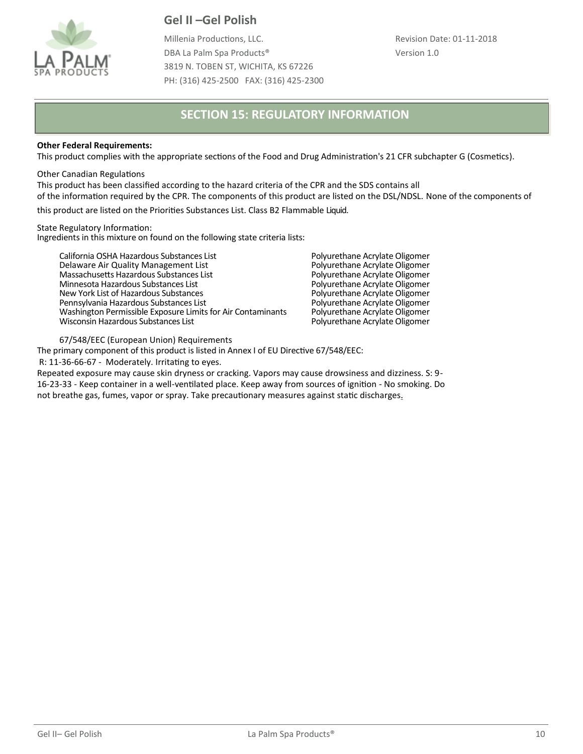## SECTION 15: REGULATORY INFORMATION

**Other Federal Requirements:**
This product complies with the appropriate sections of the Food and Drug Administration's 21 CFR subchapter G (Cosmetics).

Other Canadian Regulations
This product has been classified according to the hazard criteria of the CPR and the SDS contains all of the information required by the CPR. The components of this product are listed on the DSL/NDSL. None of the components of this product are listed on the Priorities Substances List. Class B2 Flammable Liquid.

State Regulatory Information:
Ingredients in this mixture on found on the following state criteria lists:

| | |
|---|---|
| California OSHA Hazardous Substances List | Polyurethane Acrylate Oligomer |
| Delaware Air Quality Management List | Polyurethane Acrylate Oligomer |
| Massachusetts Hazardous Substances List | Polyurethane Acrylate Oligomer |
| Minnesota Hazardous Substances List | Polyurethane Acrylate Oligomer |
| New York List of Hazardous Substances | Polyurethane Acrylate Oligomer |
| Pennsylvania Hazardous Substances List | Polyurethane Acrylate Oligomer |
| Washington Permissible Exposure Limits for Air Contaminants | Polyurethane Acrylate Oligomer |
| Wisconsin Hazardous Substances List | Polyurethane Acrylate Oligomer |

67/548/EEC (European Union) Requirements
The primary component of this product is listed in Annex I of EU Directive 67/548/EEC:
R: 11-36-66-67 - Moderately. Irritating to eyes.
Repeated exposure may cause skin dryness or cracking. Vapors may cause drowsiness and dizziness. S: 9-16-23-33 - Keep container in a well-ventilated place. Keep away from sources of ignition - No smoking. Do not breathe gas, fumes, vapor or spray. Take precautionary measures against static discharges.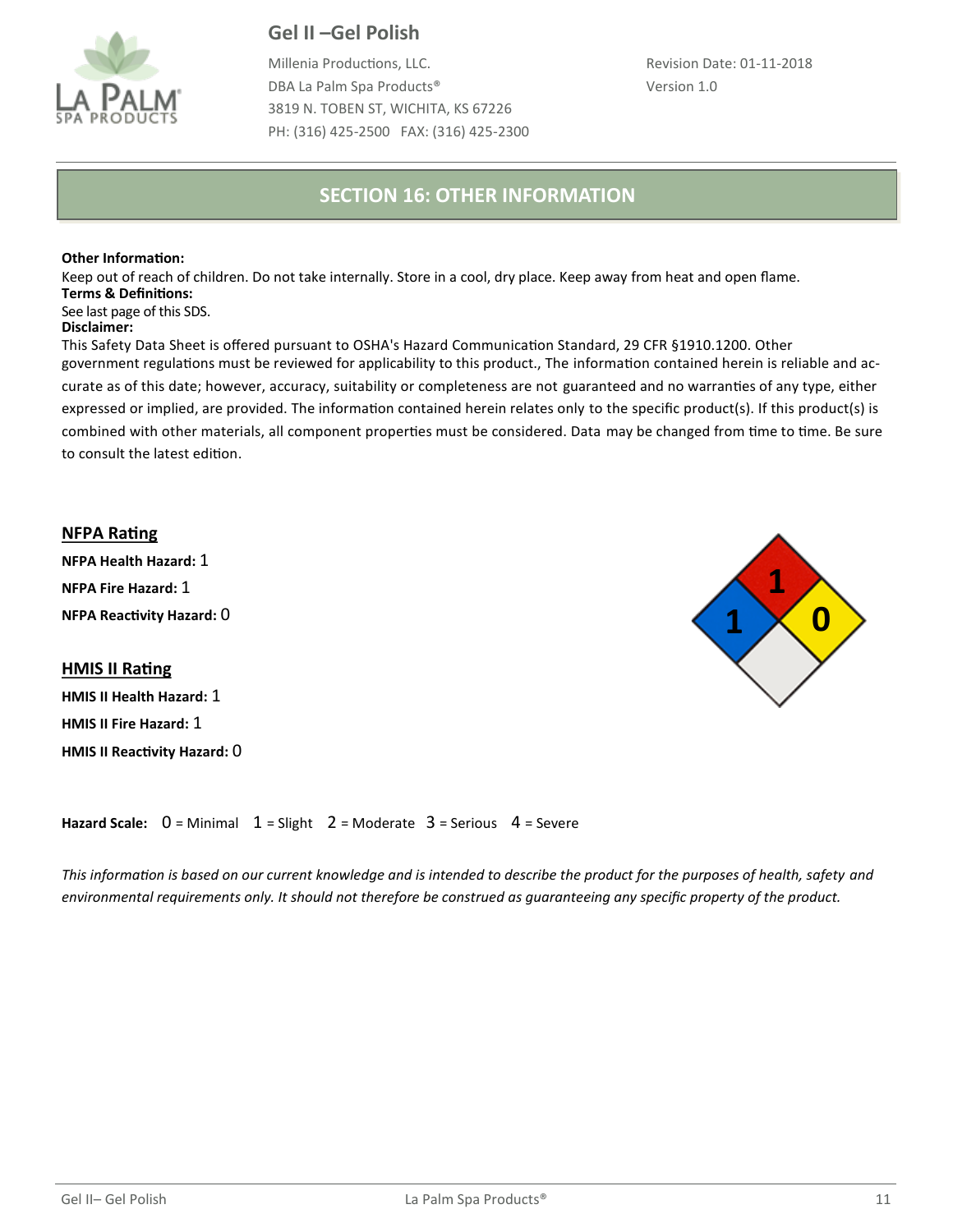## SECTION 16: OTHER INFORMATION

**Other Information:**
Keep out of reach of children. Do not take internally. Store in a cool, dry place. Keep away from heat and open flame.
**Terms & Definitions:**
See last page of this SDS.
**Disclaimer:**
This Safety Data Sheet is offered pursuant to OSHA's Hazard Communication Standard, 29 CFR §1910.1200. Other government regulations must be reviewed for applicability to this product., The information contained herein is reliable and accurate as of this date; however, accuracy, suitability or completeness are not guaranteed and no warranties of any type, either expressed or implied, are provided. The information contained herein relates only to the specific product(s). If this product(s) is combined with other materials, all component properties must be considered. Data may be changed from time to time. Be sure to consult the latest edition.

### NFPA Rating

**NFPA Health Hazard:** 1

**NFPA Fire Hazard:** 1

**NFPA Reactivity Hazard:** 0

1
1
0

### HMIS II Rating

**HMIS II Health Hazard:** 1

**HMIS II Fire Hazard:** 1

**HMIS II Reactivity Hazard:** 0

**Hazard Scale:** 0 = Minimal 1 = Slight 2 = Moderate 3 = Serious 4 = Severe

*This information is based on our current knowledge and is intended to describe the product for the purposes of health, safety and environmental requirements only. It should not therefore be construed as guaranteeing any specific property of the product.*